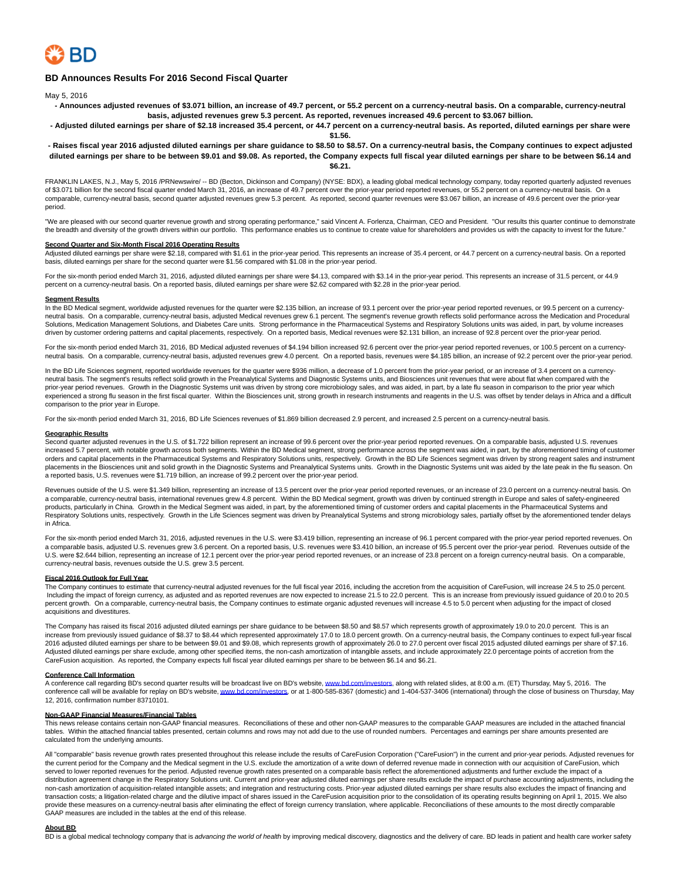# BD Announces Results For 2016 Second Fiscal Quarter

May 5, 2016

**- Announces adjusted revenues of $3.071 billion, an increase of 49.7 percent, or 55.2 percent on a currency-neutral basis. On a comparable, currency-neutral basis, adjusted revenues grew 5.3 percent. As reported, revenues increased 49.6 percent to $3.067 billion.**

**- Adjusted diluted earnings per share of $2.18 increased 35.4 percent, or 44.7 percent on a currency-neutral basis. As reported, diluted earnings per share were $1.56.**

**- Raises fiscal year 2016 adjusted diluted earnings per share guidance to $8.50 to $8.57. On a currency-neutral basis, the Company continues to expect adjusted diluted earnings per share to be between $9.01 and $9.08. As reported, the Company expects full fiscal year diluted earnings per share to be between $6.14 and $6.21.**

FRANKLIN LAKES, N.J., May 5, 2016 /PRNewswire/ -- BD (Becton, Dickinson and Company) (NYSE: BDX), a leading global medical technology company, today reported quarterly adjusted revenues of $3.071 billion for the second fiscal quarter ended March 31, 2016, an increase of 49.7 percent over the prior-year period reported revenues, or 55.2 percent on a currency-neutral basis. On a comparable, currency-neutral basis, second quarter adjusted revenues grew 5.3 percent. As reported, second quarter revenues were $3.067 billion, an increase of 49.6 percent over the prior-year period.

"We are pleased with our second quarter revenue growth and strong operating performance," said Vincent A. Forlenza, Chairman, CEO and President. "Our results this quarter continue to demonstrate the breadth and diversity of the growth drivers within our portfolio. This performance enables us to continue to create value for shareholders and provides us with the capacity to invest for the future."

## Second Quarter and Six-Month Fiscal 2016 Operating Results

Adjusted diluted earnings per share were $2.18, compared with $1.61 in the prior-year period. This represents an increase of 35.4 percent, or 44.7 percent on a currency-neutral basis. On a reported basis, diluted earnings per share for the second quarter were $1.56 compared with $1.08 in the prior-year period.

For the six-month period ended March 31, 2016, adjusted diluted earnings per share were $4.13, compared with $3.14 in the prior-year period. This represents an increase of 31.5 percent, or 44.9 percent on a currency-neutral basis. On a reported basis, diluted earnings per share were $2.62 compared with $2.28 in the prior-year period.

## Segment Results

In the BD Medical segment, worldwide adjusted revenues for the quarter were $2.135 billion, an increase of 93.1 percent over the prior-year period reported revenues, or 99.5 percent on a currency-neutral basis. On a comparable, currency-neutral basis, adjusted Medical revenues grew 6.1 percent. The segment's revenue growth reflects solid performance across the Medication and Procedural Solutions, Medication Management Solutions, and Diabetes Care units. Strong performance in the Pharmaceutical Systems and Respiratory Solutions units was aided, in part, by volume increases driven by customer ordering patterns and capital placements, respectively. On a reported basis, Medical revenues were $2.131 billion, an increase of 92.8 percent over the prior-year period.

For the six-month period ended March 31, 2016, BD Medical adjusted revenues of $4.194 billion increased 92.6 percent over the prior-year period reported revenues, or 100.5 percent on a currency-neutral basis. On a comparable, currency-neutral basis, adjusted revenues grew 4.0 percent. On a reported basis, revenues were $4.185 billion, an increase of 92.2 percent over the prior-year period.

In the BD Life Sciences segment, reported worldwide revenues for the quarter were $936 million, a decrease of 1.0 percent from the prior-year period, or an increase of 3.4 percent on a currency-neutral basis. The segment's results reflect solid growth in the Preanalytical Systems and Diagnostic Systems units, and Biosciences unit revenues that were about flat when compared with the prior-year period revenues. Growth in the Diagnostic Systems unit was driven by strong core microbiology sales, and was aided, in part, by a late flu season in comparison to the prior year which experienced a strong flu season in the first fiscal quarter. Within the Biosciences unit, strong growth in research instruments and reagents in the U.S. was offset by tender delays in Africa and a difficult comparison to the prior year in Europe.

For the six-month period ended March 31, 2016, BD Life Sciences revenues of $1.869 billion decreased 2.9 percent, and increased 2.5 percent on a currency-neutral basis.

## Geographic Results

Second quarter adjusted revenues in the U.S. of $1.722 billion represent an increase of 99.6 percent over the prior-year period reported revenues. On a comparable basis, adjusted U.S. revenues increased 5.7 percent, with notable growth across both segments. Within the BD Medical segment, strong performance across the segment was aided, in part, by the aforementioned timing of customer orders and capital placements in the Pharmaceutical Systems and Respiratory Solutions units, respectively. Growth in the BD Life Sciences segment was driven by strong reagent sales and instrument placements in the Biosciences unit and solid growth in the Diagnostic Systems and Preanalytical Systems units. Growth in the Diagnostic Systems unit was aided by the late peak in the flu season. On a reported basis, U.S. revenues were $1.719 billion, an increase of 99.2 percent over the prior-year period.

Revenues outside of the U.S. were $1.349 billion, representing an increase of 13.5 percent over the prior-year period reported revenues, or an increase of 23.0 percent on a currency-neutral basis. On a comparable, currency-neutral basis, international revenues grew 4.8 percent. Within the BD Medical segment, growth was driven by continued strength in Europe and sales of safety-engineered products, particularly in China. Growth in the Medical Segment was aided, in part, by the aforementioned timing of customer orders and capital placements in the Pharmaceutical Systems and Respiratory Solutions units, respectively. Growth in the Life Sciences segment was driven by Preanalytical Systems and strong microbiology sales, partially offset by the aforementioned tender delays in Africa.

For the six-month period ended March 31, 2016, adjusted revenues in the U.S. were $3.419 billion, representing an increase of 96.1 percent compared with the prior-year period reported revenues. On a comparable basis, adjusted U.S. revenues grew 3.6 percent. On a reported basis, U.S. revenues were $3.410 billion, an increase of 95.5 percent over the prior-year period. Revenues outside of the U.S. were $2.644 billion, representing an increase of 12.1 percent over the prior-year period reported revenues, or an increase of 23.8 percent on a foreign currency-neutral basis. On a comparable, currency-neutral basis, revenues outside the U.S. grew 3.5 percent.

## Fiscal 2016 Outlook for Full Year

The Company continues to estimate that currency-neutral adjusted revenues for the full fiscal year 2016, including the accretion from the acquisition of CareFusion, will increase 24.5 to 25.0 percent. Including the impact of foreign currency, as adjusted and as reported revenues are now expected to increase 21.5 to 22.0 percent. This is an increase from previously issued guidance of 20.0 to 20.5 percent growth. On a comparable, currency-neutral basis, the Company continues to estimate organic adjusted revenues will increase 4.5 to 5.0 percent when adjusting for the impact of closed acquisitions and divestitures.

The Company has raised its fiscal 2016 adjusted diluted earnings per share guidance to be between $8.50 and $8.57 which represents growth of approximately 19.0 to 20.0 percent. This is an increase from previously issued guidance of $8.37 to $8.44 which represented approximately 17.0 to 18.0 percent growth. On a currency-neutral basis, the Company continues to expect full-year fiscal 2016 adjusted diluted earnings per share to be between $9.01 and $9.08, which represents growth of approximately 26.0 to 27.0 percent over fiscal 2015 adjusted diluted earnings per share of $7.16. Adjusted diluted earnings per share exclude, among other specified items, the non-cash amortization of intangible assets, and include approximately 22.0 percentage points of accretion from the CareFusion acquisition. As reported, the Company expects full fiscal year diluted earnings per share to be between $6.14 and $6.21.

## Conference Call Information

A conference call regarding BD's second quarter results will be broadcast live on BD's website, www.bd.com/investors, along with related slides, at 8:00 a.m. (ET) Thursday, May 5, 2016. The conference call will be available for replay on BD's website, www.bd.com/investors, or at 1-800-585-8367 (domestic) and 1-404-537-3406 (international) through the close of business on Thursday, May 12, 2016, confirmation number 83710101.

## Non-GAAP Financial Measures/Financial Tables

This news release contains certain non-GAAP financial measures. Reconciliations of these and other non-GAAP measures to the comparable GAAP measures are included in the attached financial tables. Within the attached financial tables presented, certain columns and rows may not add due to the use of rounded numbers. Percentages and earnings per share amounts presented are calculated from the underlying amounts.

All "comparable" basis revenue growth rates presented throughout this release include the results of CareFusion Corporation ("CareFusion") in the current and prior-year periods. Adjusted revenues for the current period for the Company and the Medical segment in the U.S. exclude the amortization of a write down of deferred revenue made in connection with our acquisition of CareFusion, which served to lower reported revenues for the period. Adjusted revenue growth rates presented on a comparable basis reflect the aforementioned adjustments and further exclude the impact of a distribution agreement change in the Respiratory Solutions unit. Current and prior-year adjusted diluted earnings per share results exclude the impact of purchase accounting adjustments, including the non-cash amortization of acquisition-related intangible assets; and integration and restructuring costs. Prior-year adjusted diluted earnings per share results also excludes the impact of financing and transaction costs; a litigation-related charge and the dilutive impact of shares issued in the CareFusion acquisition prior to the consolidation of its operating results beginning on April 1, 2015. We also provide these measures on a currency-neutral basis after eliminating the effect of foreign currency translation, where applicable. Reconciliations of these amounts to the most directly comparable GAAP measures are included in the tables at the end of this release.

## About BD

BD is a global medical technology company that is *advancing the world of health* by improving medical discovery, diagnostics and the delivery of care. BD leads in patient and health care worker safety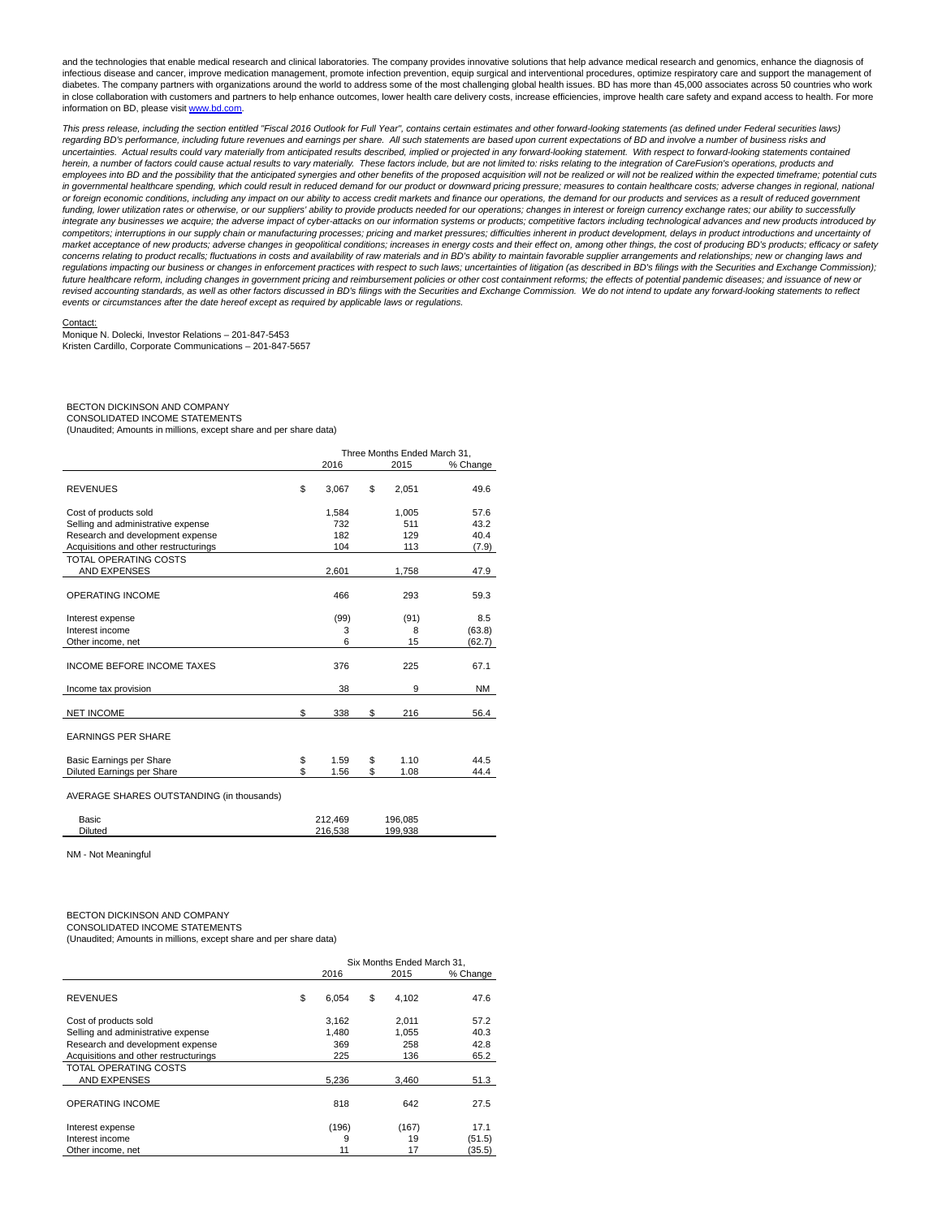and the technologies that enable medical research and clinical laboratories. The company provides innovative solutions that help advance medical research and genomics, enhance the diagnosis of infectious disease and cancer, improve medication management, promote infection prevention, equip surgical and interventional procedures, optimize respiratory care and support the management of diabetes. The company partners with organizations around the world to address some of the most challenging global health issues. BD has more than 45,000 associates across 50 countries who work in close collaboration with customers and partners to help enhance outcomes, lower health care delivery costs, increase efficiencies, improve health care safety and expand access to health. For more information on BD, please visit www.bd.com.

*This press release, including the section entitled "Fiscal 2016 Outlook for Full Year", contains certain estimates and other forward-looking statements (as defined under Federal securities laws) regarding BD's performance, including future revenues and earnings per share. All such statements are based upon current expectations of BD and involve a number of business risks and uncertainties. Actual results could vary materially from anticipated results described, implied or projected in any forward-looking statement. With respect to forward-looking statements contained herein, a number of factors could cause actual results to vary materially. These factors include, but are not limited to: risks relating to the integration of CareFusion's operations, products and employees into BD and the possibility that the anticipated synergies and other benefits of the proposed acquisition will not be realized or will not be realized within the expected timeframe; potential cuts in governmental healthcare spending, which could result in reduced demand for our product or downward pricing pressure; measures to contain healthcare costs; adverse changes in regional, national or foreign economic conditions, including any impact on our ability to access credit markets and finance our operations, the demand for our products and services as a result of reduced government funding, lower utilization rates or otherwise, or our suppliers' ability to provide products needed for our operations; changes in interest or foreign currency exchange rates; our ability to successfully integrate any businesses we acquire; the adverse impact of cyber-attacks on our information systems or products; competitive factors including technological advances and new products introduced by competitors; interruptions in our supply chain or manufacturing processes; pricing and market pressures; difficulties inherent in product development, delays in product introductions and uncertainty of market acceptance of new products; adverse changes in geopolitical conditions; increases in energy costs and their effect on, among other things, the cost of producing BD's products; efficacy or safety concerns relating to product recalls; fluctuations in costs and availability of raw materials and in BD's ability to maintain favorable supplier arrangements and relationships; new or changing laws and regulations impacting our business or changes in enforcement practices with respect to such laws; uncertainties of litigation (as described in BD's filings with the Securities and Exchange Commission); future healthcare reform, including changes in government pricing and reimbursement policies or other cost containment reforms; the effects of potential pandemic diseases; and issuance of new or revised accounting standards, as well as other factors discussed in BD's filings with the Securities and Exchange Commission. We do not intend to update any forward-looking statements to reflect events or circumstances after the date hereof except as required by applicable laws or regulations.*

Contact:
Monique N. Dolecki, Investor Relations – 201-847-5453
Kristen Cardillo, Corporate Communications – 201-847-5657

BECTON DICKINSON AND COMPANY
CONSOLIDATED INCOME STATEMENTS
(Unaudited; Amounts in millions, except share and per share data)

| | Three Months Ended March 31, | | |
|---|---|---|---|
| | 2016 | 2015 | % Change |
| REVENUES | $ 3,067 | $ 2,051 | 49.6 |
| Cost of products sold | 1,584 | 1,005 | 57.6 |
| Selling and administrative expense | 732 | 511 | 43.2 |
| Research and development expense | 182 | 129 | 40.4 |
| Acquisitions and other restructurings | 104 | 113 | (7.9) |
| TOTAL OPERATING COSTS AND EXPENSES | 2,601 | 1,758 | 47.9 |
| OPERATING INCOME | 466 | 293 | 59.3 |
| Interest expense | (99) | (91) | 8.5 |
| Interest income | 3 | 8 | (63.8) |
| Other income, net | 6 | 15 | (62.7) |
| INCOME BEFORE INCOME TAXES | 376 | 225 | 67.1 |
| Income tax provision | 38 | 9 | NM |
| NET INCOME | $ 338 | $ 216 | 56.4 |
| EARNINGS PER SHARE | | | |
| Basic Earnings per Share | $ 1.59 | $ 1.10 | 44.5 |
| Diluted Earnings per Share | $ 1.56 | $ 1.08 | 44.4 |
| AVERAGE SHARES OUTSTANDING (in thousands) | | | |
| Basic | 212,469 | 196,085 | |
| Diluted | 216,538 | 199,938 | |

NM - Not Meaningful

BECTON DICKINSON AND COMPANY
CONSOLIDATED INCOME STATEMENTS
(Unaudited; Amounts in millions, except share and per share data)

| | Six Months Ended March 31, | | |
|---|---|---|---|
| | 2016 | 2015 | % Change |
| REVENUES | $ 6,054 | $ 4,102 | 47.6 |
| Cost of products sold | 3,162 | 2,011 | 57.2 |
| Selling and administrative expense | 1,480 | 1,055 | 40.3 |
| Research and development expense | 369 | 258 | 42.8 |
| Acquisitions and other restructurings | 225 | 136 | 65.2 |
| TOTAL OPERATING COSTS AND EXPENSES | 5,236 | 3,460 | 51.3 |
| OPERATING INCOME | 818 | 642 | 27.5 |
| Interest expense | (196) | (167) | 17.1 |
| Interest income | 9 | 19 | (51.5) |
| Other income, net | 11 | 17 | (35.5) |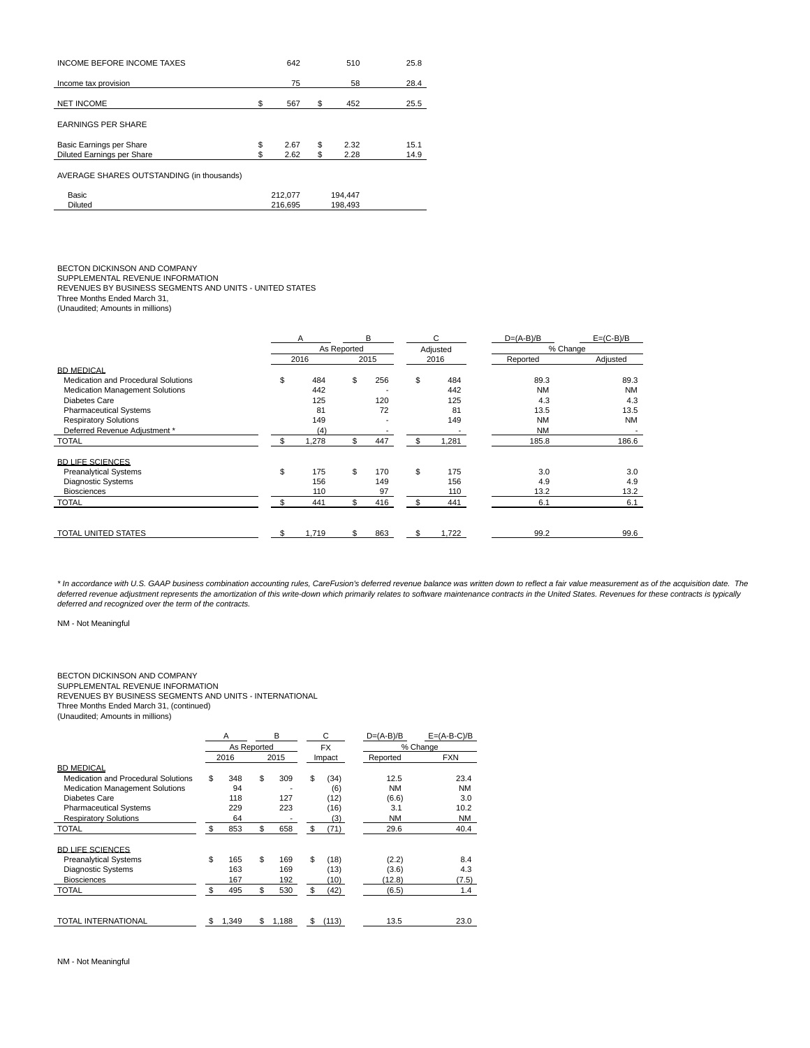| | 2016 | 2015 | % Change |
|---|---|---|---|
| INCOME BEFORE INCOME TAXES | 642 | 510 | 25.8 |
| Income tax provision | 75 | 58 | 28.4 |
| NET INCOME | $ 567 | $ 452 | 25.5 |
| EARNINGS PER SHARE | | | |
| Basic Earnings per Share | $ 2.67 | $ 2.32 | 15.1 |
| Diluted Earnings per Share | $ 2.62 | $ 2.28 | 14.9 |
| AVERAGE SHARES OUTSTANDING (in thousands) | | | |
| Basic | 212,077 | 194,447 | |
| Diluted | 216,695 | 198,493 | |

BECTON DICKINSON AND COMPANY
SUPPLEMENTAL REVENUE INFORMATION
REVENUES BY BUSINESS SEGMENTS AND UNITS - UNITED STATES
Three Months Ended March 31,
(Unaudited; Amounts in millions)

| | A | B | C | D=(A-B)/B | E=(C-B)/B |
|---|---|---|---|---|---|
| | As Reported | | Adjusted | % Change | |
| | 2016 | 2015 | 2016 | Reported | Adjusted |
| BD MEDICAL | | | | | |
| Medication and Procedural Solutions | $ 484 | $ 256 | $ 484 | 89.3 | 89.3 |
| Medication Management Solutions | 442 | - | 442 | NM | NM |
| Diabetes Care | 125 | 120 | 125 | 4.3 | 4.3 |
| Pharmaceutical Systems | 81 | 72 | 81 | 13.5 | 13.5 |
| Respiratory Solutions | 149 | - | 149 | NM | NM |
| Deferred Revenue Adjustment * | (4) | - | - | NM | - |
| TOTAL | $ 1,278 | $ 447 | $ 1,281 | 185.8 | 186.6 |
| BD LIFE SCIENCES | | | | | |
| Preanalytical Systems | $ 175 | $ 170 | $ 175 | 3.0 | 3.0 |
| Diagnostic Systems | 156 | 149 | 156 | 4.9 | 4.9 |
| Biosciences | 110 | 97 | 110 | 13.2 | 13.2 |
| TOTAL | $ 441 | $ 416 | $ 441 | 6.1 | 6.1 |
| TOTAL UNITED STATES | $ 1,719 | $ 863 | $ 1,722 | 99.2 | 99.6 |

*\* In accordance with U.S. GAAP business combination accounting rules, CareFusion's deferred revenue balance was written down to reflect a fair value measurement as of the acquisition date. The deferred revenue adjustment represents the amortization of this write-down which primarily relates to software maintenance contracts in the United States. Revenues for these contracts is typically deferred and recognized over the term of the contracts.*

NM - Not Meaningful

BECTON DICKINSON AND COMPANY
SUPPLEMENTAL REVENUE INFORMATION
REVENUES BY BUSINESS SEGMENTS AND UNITS - INTERNATIONAL
Three Months Ended March 31, (continued)
(Unaudited; Amounts in millions)

| | A | B | C | D=(A-B)/B | E=(A-B-C)/B |
|---|---|---|---|---|---|
| | As Reported | | FX | % Change | |
| | 2016 | 2015 | Impact | Reported | FXN |
| BD MEDICAL | | | | | |
| Medication and Procedural Solutions | $ 348 | $ 309 | $ (34) | 12.5 | 23.4 |
| Medication Management Solutions | 94 | - | (6) | NM | NM |
| Diabetes Care | 118 | 127 | (12) | (6.6) | 3.0 |
| Pharmaceutical Systems | 229 | 223 | (16) | 3.1 | 10.2 |
| Respiratory Solutions | 64 | - | (3) | NM | NM |
| TOTAL | $ 853 | $ 658 | $ (71) | 29.6 | 40.4 |
| BD LIFE SCIENCES | | | | | |
| Preanalytical Systems | $ 165 | $ 169 | $ (18) | (2.2) | 8.4 |
| Diagnostic Systems | 163 | 169 | (13) | (3.6) | 4.3 |
| Biosciences | 167 | 192 | (10) | (12.8) | (7.5) |
| TOTAL | $ 495 | $ 530 | $ (42) | (6.5) | 1.4 |
| TOTAL INTERNATIONAL | $ 1,349 | $ 1,188 | $ (113) | 13.5 | 23.0 |

NM - Not Meaningful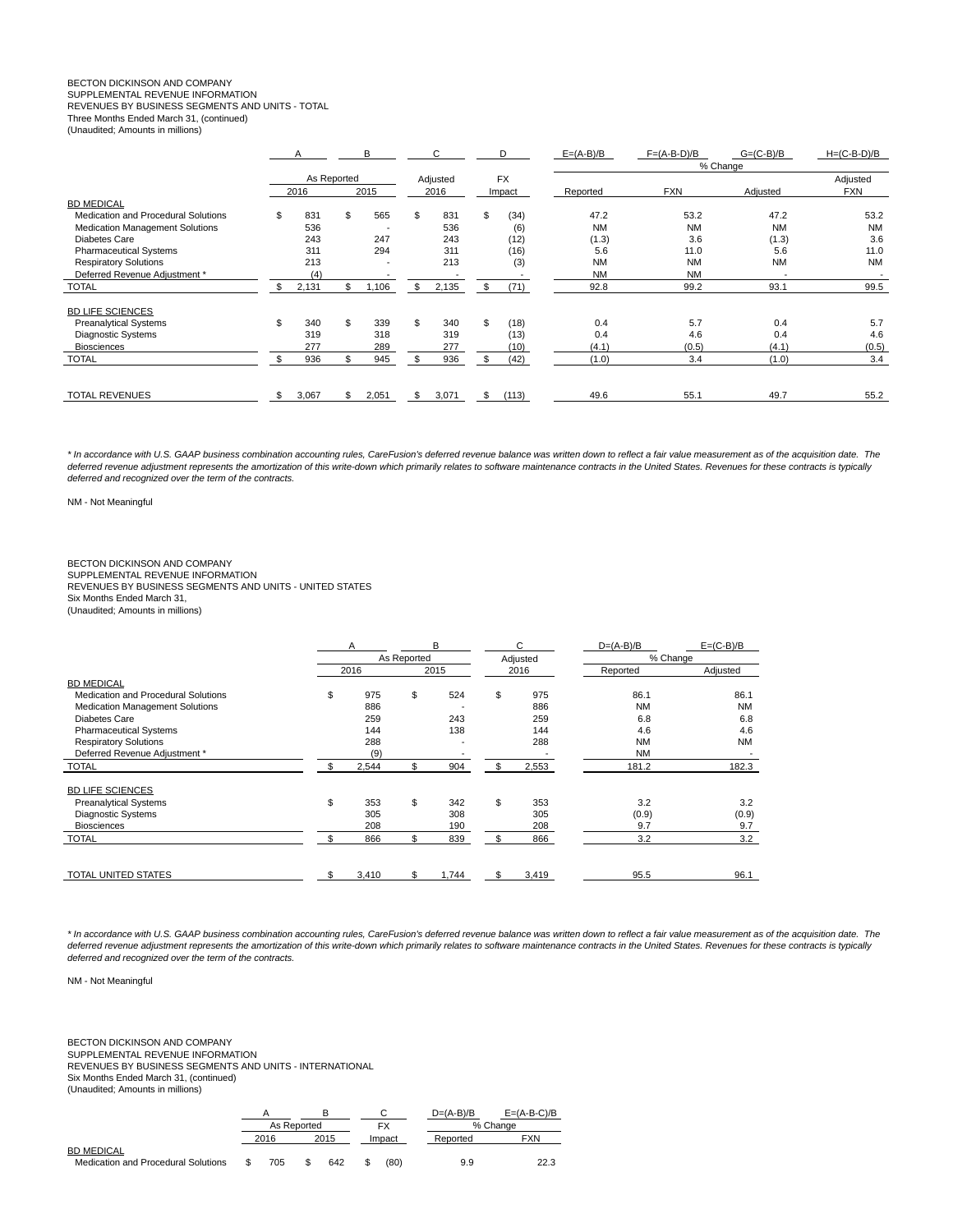BECTON DICKINSON AND COMPANY
SUPPLEMENTAL REVENUE INFORMATION
REVENUES BY BUSINESS SEGMENTS AND UNITS - TOTAL
Three Months Ended March 31, (continued)
(Unaudited; Amounts in millions)

| | A | B | C | D | E=(A-B)/B | F=(A-B-D)/B | G=(C-B)/B | H=(C-B-D)/B |
|---|---|---|---|---|---|---|---|---|
| | As Reported | | Adjusted | FX | % Change | | | |
| | 2016 | 2015 | 2016 | Impact | Reported | FXN | Adjusted | Adjusted FXN |
| BD MEDICAL | | | | | | | | |
| Medication and Procedural Solutions | $ 831 | $ 565 | $ 831 | $ (34) | 47.2 | 53.2 | 47.2 | 53.2 |
| Medication Management Solutions | 536 | - | 536 | (6) | NM | NM | NM | NM |
| Diabetes Care | 243 | 247 | 243 | (12) | (1.3) | 3.6 | (1.3) | 3.6 |
| Pharmaceutical Systems | 311 | 294 | 311 | (16) | 5.6 | 11.0 | 5.6 | 11.0 |
| Respiratory Solutions | 213 | - | 213 | (3) | NM | NM | NM | NM |
| Deferred Revenue Adjustment * | (4) | - | - | - | NM | NM | - | - |
| TOTAL | $ 2,131 | $ 1,106 | $ 2,135 | $ (71) | 92.8 | 99.2 | 93.1 | 99.5 |
| BD LIFE SCIENCES | | | | | | | | |
| Preanalytical Systems | $ 340 | $ 339 | $ 340 | $ (18) | 0.4 | 5.7 | 0.4 | 5.7 |
| Diagnostic Systems | 319 | 318 | 319 | (13) | 0.4 | 4.6 | 0.4 | 4.6 |
| Biosciences | 277 | 289 | 277 | (10) | (4.1) | (0.5) | (4.1) | (0.5) |
| TOTAL | $ 936 | $ 945 | $ 936 | $ (42) | (1.0) | 3.4 | (1.0) | 3.4 |
| TOTAL REVENUES | $ 3,067 | $ 2,051 | $ 3,071 | $ (113) | 49.6 | 55.1 | 49.7 | 55.2 |

*\* In accordance with U.S. GAAP business combination accounting rules, CareFusion's deferred revenue balance was written down to reflect a fair value measurement as of the acquisition date. The deferred revenue adjustment represents the amortization of this write-down which primarily relates to software maintenance contracts in the United States. Revenues for these contracts is typically deferred and recognized over the term of the contracts.*

NM - Not Meaningful

BECTON DICKINSON AND COMPANY
SUPPLEMENTAL REVENUE INFORMATION
REVENUES BY BUSINESS SEGMENTS AND UNITS - UNITED STATES
Six Months Ended March 31,
(Unaudited; Amounts in millions)

| | A | B | C | D=(A-B)/B | E=(C-B)/B |
|---|---|---|---|---|---|
| | As Reported | | Adjusted | % Change | |
| | 2016 | 2015 | 2016 | Reported | Adjusted |
| BD MEDICAL | | | | | |
| Medication and Procedural Solutions | $ 975 | $ 524 | $ 975 | 86.1 | 86.1 |
| Medication Management Solutions | 886 | - | 886 | NM | NM |
| Diabetes Care | 259 | 243 | 259 | 6.8 | 6.8 |
| Pharmaceutical Systems | 144 | 138 | 144 | 4.6 | 4.6 |
| Respiratory Solutions | 288 | - | 288 | NM | NM |
| Deferred Revenue Adjustment * | (9) | - | - | NM | - |
| TOTAL | $ 2,544 | $ 904 | $ 2,553 | 181.2 | 182.3 |
| BD LIFE SCIENCES | | | | | |
| Preanalytical Systems | $ 353 | $ 342 | $ 353 | 3.2 | 3.2 |
| Diagnostic Systems | 305 | 308 | 305 | (0.9) | (0.9) |
| Biosciences | 208 | 190 | 208 | 9.7 | 9.7 |
| TOTAL | $ 866 | $ 839 | $ 866 | 3.2 | 3.2 |
| TOTAL UNITED STATES | $ 3,410 | $ 1,744 | $ 3,419 | 95.5 | 96.1 |

*\* In accordance with U.S. GAAP business combination accounting rules, CareFusion's deferred revenue balance was written down to reflect a fair value measurement as of the acquisition date. The deferred revenue adjustment represents the amortization of this write-down which primarily relates to software maintenance contracts in the United States. Revenues for these contracts is typically deferred and recognized over the term of the contracts.*

NM - Not Meaningful

BECTON DICKINSON AND COMPANY
SUPPLEMENTAL REVENUE INFORMATION
REVENUES BY BUSINESS SEGMENTS AND UNITS - INTERNATIONAL
Six Months Ended March 31, (continued)
(Unaudited; Amounts in millions)

| | A | B | C | D=(A-B)/B | E=(A-B-C)/B |
|---|---|---|---|---|---|
| | As Reported | | FX | % Change | |
| | 2016 | 2015 | Impact | Reported | FXN |
| BD MEDICAL | | | | | |
| Medication and Procedural Solutions | $ 705 | $ 642 | $ (80) | 9.9 | 22.3 |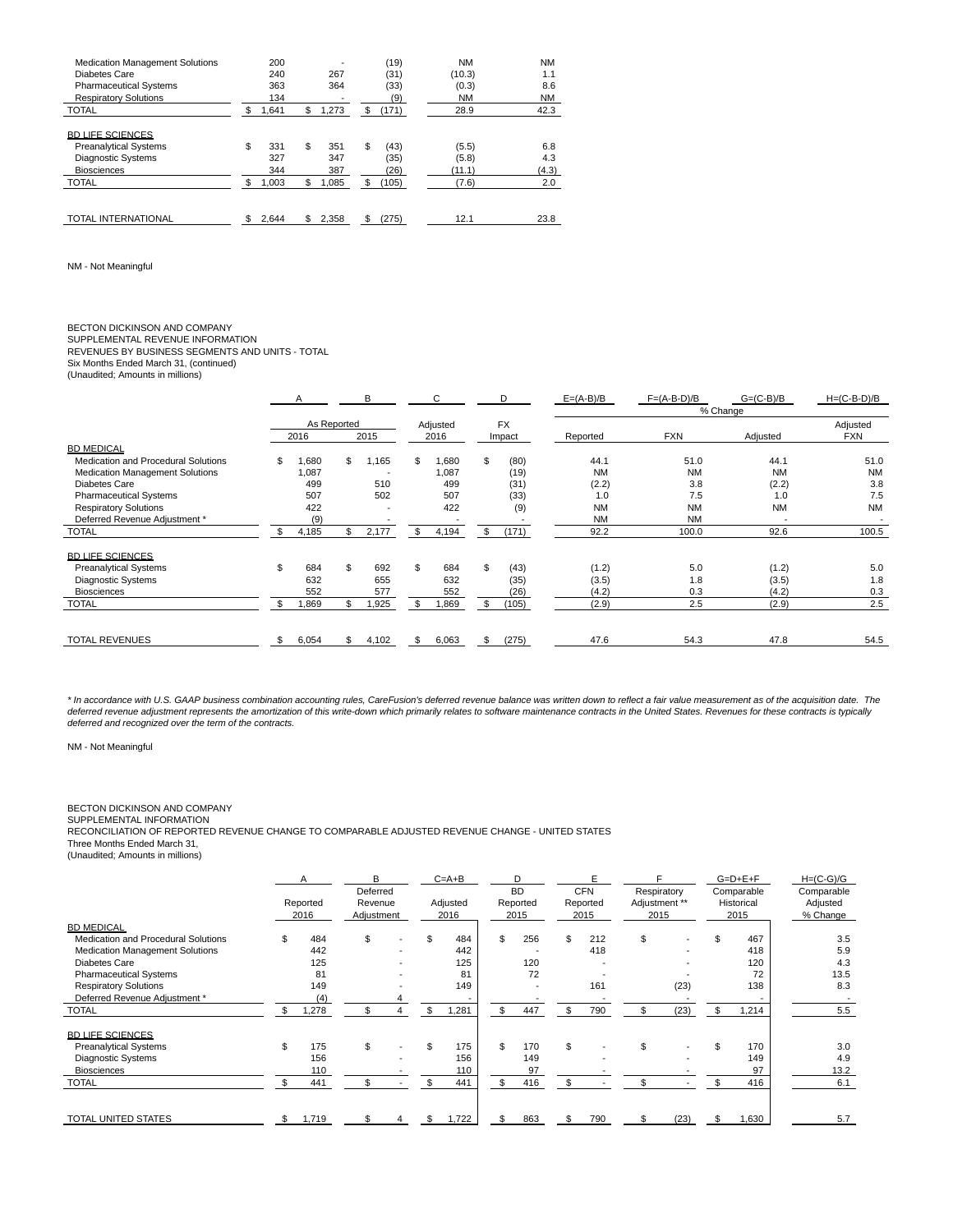| | | | | | |
|---|---|---|---|---|---|
| Medication Management Solutions | 200 | - | (19) | NM | NM |
| Diabetes Care | 240 | 267 | (31) | (10.3) | 1.1 |
| Pharmaceutical Systems | 363 | 364 | (33) | (0.3) | 8.6 |
| Respiratory Solutions | 134 | - | (9) | NM | NM |
| TOTAL | $ 1,641 | $ 1,273 | $ (171) | 28.9 | 42.3 |
| | | | | | |
| BD LIFE SCIENCES | | | | | |
| Preanalytical Systems | $ 331 | $ 351 | $ (43) | (5.5) | 6.8 |
| Diagnostic Systems | 327 | 347 | (35) | (5.8) | 4.3 |
| Biosciences | 344 | 387 | (26) | (11.1) | (4.3) |
| TOTAL | $ 1,003 | $ 1,085 | $ (105) | (7.6) | 2.0 |
| | | | | | |
| TOTAL INTERNATIONAL | $ 2,644 | $ 2,358 | $ (275) | 12.1 | 23.8 |

NM - Not Meaningful

BECTON DICKINSON AND COMPANY
SUPPLEMENTAL REVENUE INFORMATION
REVENUES BY BUSINESS SEGMENTS AND UNITS - TOTAL
Six Months Ended March 31, (continued)
(Unaudited; Amounts in millions)

| | A | B | C | D | E=(A-B)/B | F=(A-B-D)/B | G=(C-B)/B | H=(C-B-D)/B |
|---|---|---|---|---|---|---|---|---|
| | | | | | % Change | | | |
| | As Reported | | Adjusted | FX | | | | Adjusted |
| | 2016 | 2015 | 2016 | Impact | Reported | FXN | Adjusted | FXN |
| BD MEDICAL | | | | | | | | |
| Medication and Procedural Solutions | $ 1,680 | $ 1,165 | $ 1,680 | $ (80) | 44.1 | 51.0 | 44.1 | 51.0 |
| Medication Management Solutions | 1,087 | - | 1,087 | (19) | NM | NM | NM | NM |
| Diabetes Care | 499 | 510 | 499 | (31) | (2.2) | 3.8 | (2.2) | 3.8 |
| Pharmaceutical Systems | 507 | 502 | 507 | (33) | 1.0 | 7.5 | 1.0 | 7.5 |
| Respiratory Solutions | 422 | - | 422 | (9) | NM | NM | NM | NM |
| Deferred Revenue Adjustment * | (9) | - | - | - | NM | NM | - | - |
| TOTAL | $ 4,185 | $ 2,177 | $ 4,194 | $ (171) | 92.2 | 100.0 | 92.6 | 100.5 |
| | | | | | | | | |
| BD LIFE SCIENCES | | | | | | | | |
| Preanalytical Systems | $ 684 | $ 692 | $ 684 | $ (43) | (1.2) | 5.0 | (1.2) | 5.0 |
| Diagnostic Systems | 632 | 655 | 632 | (35) | (3.5) | 1.8 | (3.5) | 1.8 |
| Biosciences | 552 | 577 | 552 | (26) | (4.2) | 0.3 | (4.2) | 0.3 |
| TOTAL | $ 1,869 | $ 1,925 | $ 1,869 | $ (105) | (2.9) | 2.5 | (2.9) | 2.5 |
| | | | | | | | | |
| TOTAL REVENUES | $ 6,054 | $ 4,102 | $ 6,063 | $ (275) | 47.6 | 54.3 | 47.8 | 54.5 |

*\* In accordance with U.S. GAAP business combination accounting rules, CareFusion's deferred revenue balance was written down to reflect a fair value measurement as of the acquisition date. The deferred revenue adjustment represents the amortization of this write-down which primarily relates to software maintenance contracts in the United States. Revenues for these contracts is typically deferred and recognized over the term of the contracts.*

NM - Not Meaningful

BECTON DICKINSON AND COMPANY
SUPPLEMENTAL INFORMATION
RECONCILIATION OF REPORTED REVENUE CHANGE TO COMPARABLE ADJUSTED REVENUE CHANGE - UNITED STATES
Three Months Ended March 31,
(Unaudited; Amounts in millions)

| | A | B | C=A+B | D | E | F | G=D+E+F | H=(C-G)/G |
|---|---|---|---|---|---|---|---|---|
| | Reported 2016 | Deferred Revenue Adjustment | Adjusted 2016 | BD Reported 2015 | CFN Reported 2015 | Respiratory Adjustment ** 2015 | Comparable Historical 2015 | Comparable Adjusted % Change |
| BD MEDICAL | | | | | | | | |
| Medication and Procedural Solutions | $ 484 | $ - | $ 484 | $ 256 | $ 212 | $ - | $ 467 | 3.5 |
| Medication Management Solutions | 442 | - | 442 | - | 418 | - | 418 | 5.9 |
| Diabetes Care | 125 | - | 125 | 120 | - | - | 120 | 4.3 |
| Pharmaceutical Systems | 81 | - | 81 | 72 | - | - | 72 | 13.5 |
| Respiratory Solutions | 149 | - | 149 | - | 161 | (23) | 138 | 8.3 |
| Deferred Revenue Adjustment * | (4) | 4 | - | - | - | - | - | - |
| TOTAL | $ 1,278 | $ 4 | $ 1,281 | $ 447 | $ 790 | $ (23) | $ 1,214 | 5.5 |
| | | | | | | | | |
| BD LIFE SCIENCES | | | | | | | | |
| Preanalytical Systems | $ 175 | $ - | $ 175 | $ 170 | $ - | $ - | $ 170 | 3.0 |
| Diagnostic Systems | 156 | - | 156 | 149 | - | - | 149 | 4.9 |
| Biosciences | 110 | - | 110 | 97 | - | - | 97 | 13.2 |
| TOTAL | $ 441 | $ - | $ 441 | $ 416 | $ - | $ - | $ 416 | 6.1 |
| | | | | | | | | |
| TOTAL UNITED STATES | $ 1,719 | $ 4 | $ 1,722 | $ 863 | $ 790 | $ (23) | $ 1,630 | 5.7 |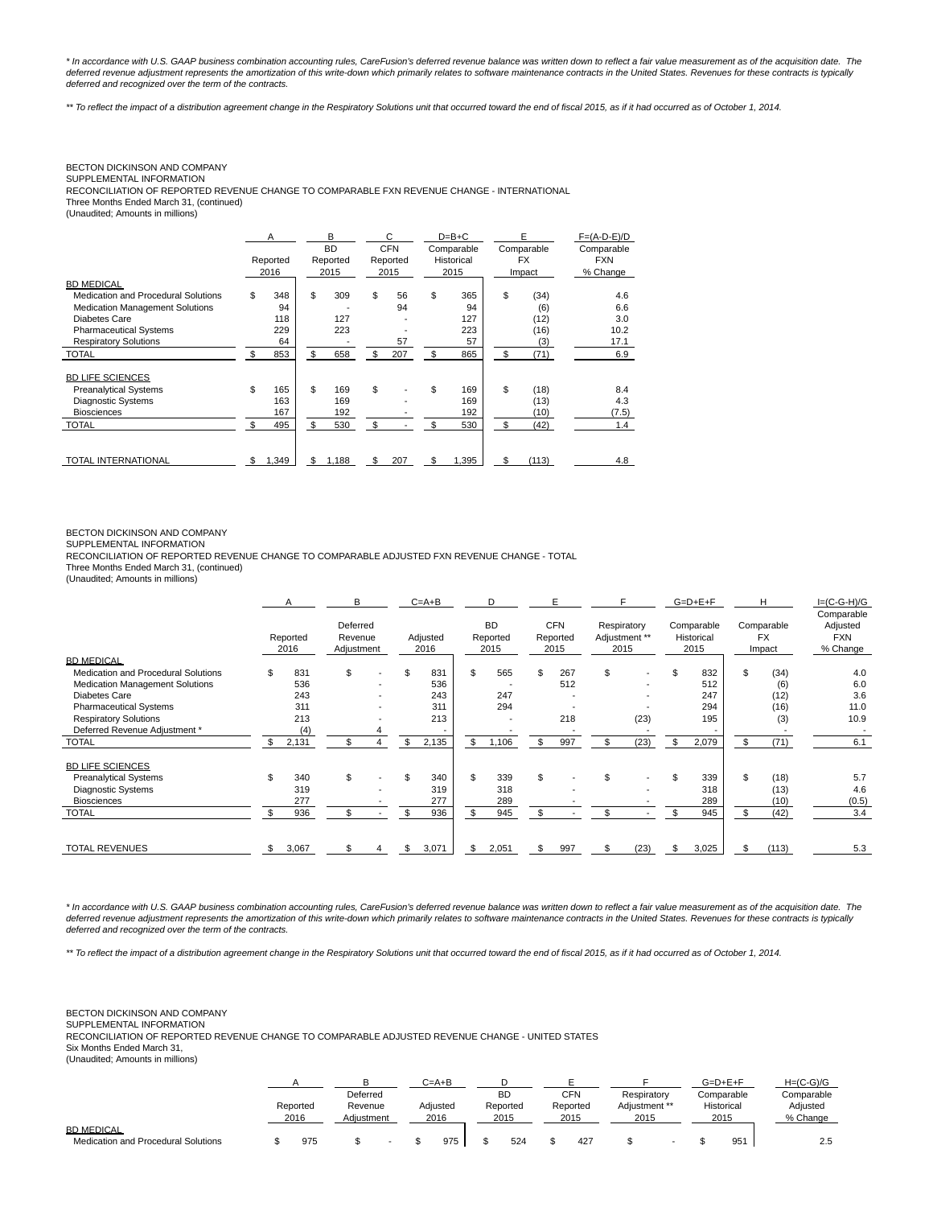* In accordance with U.S. GAAP business combination accounting rules, CareFusion's deferred revenue balance was written down to reflect a fair value measurement as of the acquisition date. The deferred revenue adjustment represents the amortization of this write-down which primarily relates to software maintenance contracts in the United States. Revenues for these contracts is typically deferred and recognized over the term of the contracts.

** To reflect the impact of a distribution agreement change in the Respiratory Solutions unit that occurred toward the end of fiscal 2015, as if it had occurred as of October 1, 2014.

BECTON DICKINSON AND COMPANY
SUPPLEMENTAL INFORMATION
RECONCILIATION OF REPORTED REVENUE CHANGE TO COMPARABLE FXN REVENUE CHANGE - INTERNATIONAL
Three Months Ended March 31, (continued)
(Unaudited; Amounts in millions)

| | A | B | C | D=B+C | E | F=(A-D-E)/D |
|---|---|---|---|---|---|---|
| | Reported 2016 | BD Reported 2015 | CFN Reported 2015 | Comparable Historical 2015 | Comparable FX Impact | Comparable FXN % Change |
| BD MEDICAL | | | | | | |
| Medication and Procedural Solutions | $ 348 | $ 309 | $ 56 | $ 365 | $ (34) | 4.6 |
| Medication Management Solutions | 94 | - | 94 | 94 | (6) | 6.6 |
| Diabetes Care | 118 | 127 | - | 127 | (12) | 3.0 |
| Pharmaceutical Systems | 229 | 223 | - | 223 | (16) | 10.2 |
| Respiratory Solutions | 64 | - | 57 | 57 | (3) | 17.1 |
| TOTAL | $ 853 | $ 658 | $ 207 | $ 865 | $ (71) | 6.9 |
| BD LIFE SCIENCES | | | | | | |
| Preanalytical Systems | $ 165 | $ 169 | $ - | $ 169 | $ (18) | 8.4 |
| Diagnostic Systems | 163 | 169 | - | 169 | (13) | 4.3 |
| Biosciences | 167 | 192 | - | 192 | (10) | (7.5) |
| TOTAL | $ 495 | $ 530 | $ - | $ 530 | $ (42) | 1.4 |
| TOTAL INTERNATIONAL | $ 1,349 | $ 1,188 | $ 207 | $ 1,395 | $ (113) | 4.8 |

BECTON DICKINSON AND COMPANY
SUPPLEMENTAL INFORMATION
RECONCILIATION OF REPORTED REVENUE CHANGE TO COMPARABLE ADJUSTED FXN REVENUE CHANGE - TOTAL
Three Months Ended March 31, (continued)
(Unaudited; Amounts in millions)

| | A | B | C=A+B | D | E | F | G=D+E+F | H | I=(C-G-H)/G |
|---|---|---|---|---|---|---|---|---|---|
| | Reported 2016 | Deferred Revenue Adjustment | Adjusted 2016 | BD Reported 2015 | CFN Reported 2015 | Respiratory Adjustment ** 2015 | Comparable Historical 2015 | Comparable FX Impact | Comparable Adjusted FXN % Change |
| BD MEDICAL | | | | | | | | | |
| Medication and Procedural Solutions | $ 831 | $ - | $ 831 | $ 565 | $ 267 | $ - | $ 832 | $ (34) | 4.0 |
| Medication Management Solutions | 536 | - | 536 | - | 512 | - | 512 | (6) | 6.0 |
| Diabetes Care | 243 | - | 243 | 247 | - | - | 247 | (12) | 3.6 |
| Pharmaceutical Systems | 311 | - | 311 | 294 | - | - | 294 | (16) | 11.0 |
| Respiratory Solutions | 213 | - | 213 | - | 218 | (23) | 195 | (3) | 10.9 |
| Deferred Revenue Adjustment * | (4) | 4 | - | - | - | - | - | - | - |
| TOTAL | $ 2,131 | $ 4 | $ 2,135 | $ 1,106 | $ 997 | $ (23) | $ 2,079 | $ (71) | 6.1 |
| BD LIFE SCIENCES | | | | | | | | | |
| Preanalytical Systems | $ 340 | $ - | $ 340 | $ 339 | $ - | $ - | $ 339 | $ (18) | 5.7 |
| Diagnostic Systems | 319 | - | 319 | 318 | - | - | 318 | (13) | 4.6 |
| Biosciences | 277 | - | 277 | 289 | - | - | 289 | (10) | (0.5) |
| TOTAL | $ 936 | $ - | $ 936 | $ 945 | $ - | $ - | $ 945 | $ (42) | 3.4 |
| TOTAL REVENUES | $ 3,067 | $ 4 | $ 3,071 | $ 2,051 | $ 997 | $ (23) | $ 3,025 | $ (113) | 5.3 |

* In accordance with U.S. GAAP business combination accounting rules, CareFusion's deferred revenue balance was written down to reflect a fair value measurement as of the acquisition date. The deferred revenue adjustment represents the amortization of this write-down which primarily relates to software maintenance contracts in the United States. Revenues for these contracts is typically deferred and recognized over the term of the contracts.

** To reflect the impact of a distribution agreement change in the Respiratory Solutions unit that occurred toward the end of fiscal 2015, as if it had occurred as of October 1, 2014.

BECTON DICKINSON AND COMPANY
SUPPLEMENTAL INFORMATION
RECONCILIATION OF REPORTED REVENUE CHANGE TO COMPARABLE ADJUSTED REVENUE CHANGE - UNITED STATES
Six Months Ended March 31,
(Unaudited; Amounts in millions)

| | A | B | C=A+B | D | E | F | G=D+E+F | H=(C-G)/G |
|---|---|---|---|---|---|---|---|---|
| | Reported 2016 | Deferred Revenue Adjustment | Adjusted 2016 | BD Reported 2015 | CFN Reported 2015 | Respiratory Adjustment ** 2015 | Comparable Historical 2015 | Comparable Adjusted % Change |
| BD MEDICAL | | | | | | | | |
| Medication and Procedural Solutions | $ 975 | $ - | $ 975 | $ 524 | $ 427 | $ - | $ 951 | 2.5 |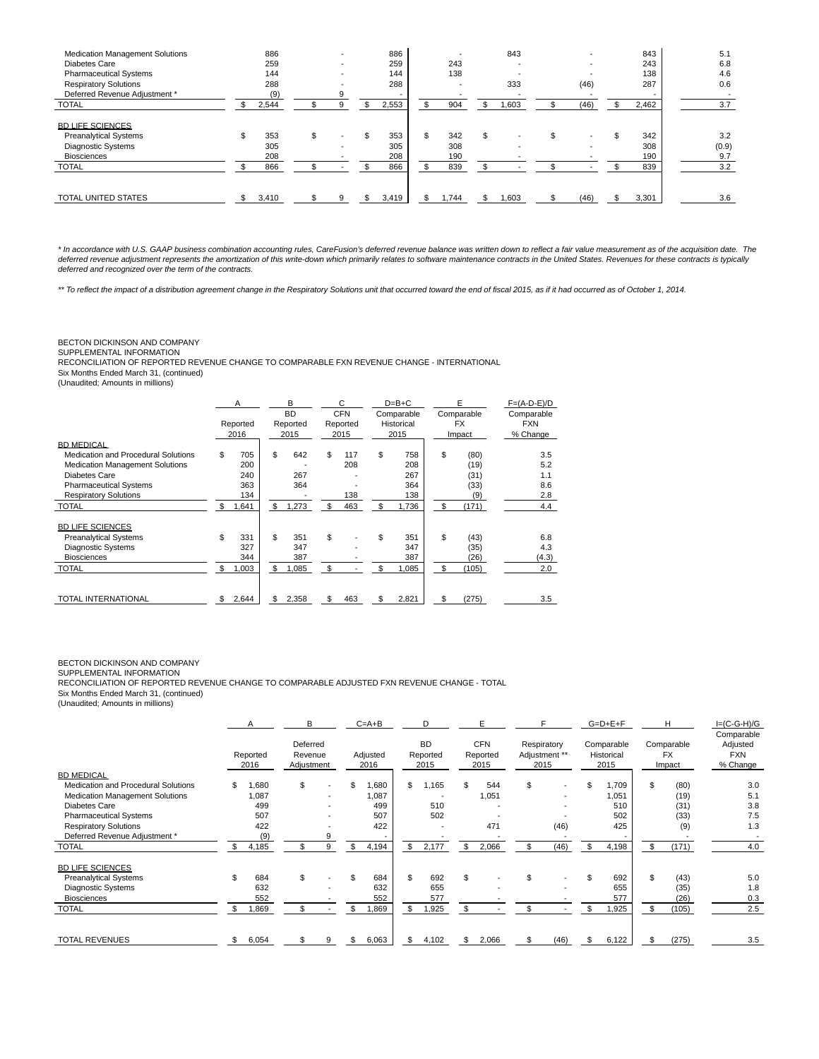| | Reported 2016 | Deferred Revenue Adjustment | Adjusted 2016 | BD Reported 2015 | CFN Reported 2015 | Respiratory Adjustment ** 2015 | Comparable Historical 2015 | Comparable Adjusted % Change |
|---|---|---|---|---|---|---|---|---|
| Medication Management Solutions | 886 | - | 886 | - | 843 | - | 843 | 5.1 |
| Diabetes Care | 259 | - | 259 | 243 | - | - | 243 | 6.8 |
| Pharmaceutical Systems | 144 | - | 144 | 138 | - | - | 138 | 4.6 |
| Respiratory Solutions | 288 | - | 288 | - | 333 | (46) | 287 | 0.6 |
| Deferred Revenue Adjustment * | (9) | 9 | - | - | - | - | - | - |
| TOTAL | $ 2,544 | $ 9 | $ 2,553 | $ 904 | $ 1,603 | $ (46) | $ 2,462 | 3.7 |
| **BD LIFE SCIENCES** | | | | | | | | |
| Preanalytical Systems | $ 353 | $ - | $ 353 | $ 342 | $ - | $ - | $ 342 | 3.2 |
| Diagnostic Systems | 305 | - | 305 | 308 | - | - | 308 | (0.9) |
| Biosciences | 208 | - | 208 | 190 | - | - | 190 | 9.7 |
| TOTAL | $ 866 | $ - | $ 866 | $ 839 | $ - | $ - | $ 839 | 3.2 |
| TOTAL UNITED STATES | $ 3,410 | $ 9 | $ 3,419 | $ 1,744 | $ 1,603 | $ (46) | $ 3,301 | 3.6 |

*\* In accordance with U.S. GAAP business combination accounting rules, CareFusion's deferred revenue balance was written down to reflect a fair value measurement as of the acquisition date. The deferred revenue adjustment represents the amortization of this write-down which primarily relates to software maintenance contracts in the United States. Revenues for these contracts is typically deferred and recognized over the term of the contracts.*

*\*\* To reflect the impact of a distribution agreement change in the Respiratory Solutions unit that occurred toward the end of fiscal 2015, as if it had occurred as of October 1, 2014.*

BECTON DICKINSON AND COMPANY
SUPPLEMENTAL INFORMATION
RECONCILIATION OF REPORTED REVENUE CHANGE TO COMPARABLE FXN REVENUE CHANGE - INTERNATIONAL
Six Months Ended March 31, (continued)
(Unaudited; Amounts in millions)

| | A | B | C | D=B+C | E | F=(A-D-E)/D |
|---|---|---|---|---|---|---|
| | Reported 2016 | BD Reported 2015 | CFN Reported 2015 | Comparable Historical 2015 | Comparable FX Impact | Comparable FXN % Change |
| **BD MEDICAL** | | | | | | |
| Medication and Procedural Solutions | $ 705 | $ 642 | $ 117 | $ 758 | $ (80) | 3.5 |
| Medication Management Solutions | 200 | - | 208 | 208 | (19) | 5.2 |
| Diabetes Care | 240 | 267 | - | 267 | (31) | 1.1 |
| Pharmaceutical Systems | 363 | 364 | - | 364 | (33) | 8.6 |
| Respiratory Solutions | 134 | - | 138 | 138 | (9) | 2.8 |
| TOTAL | $ 1,641 | $ 1,273 | $ 463 | $ 1,736 | $ (171) | 4.4 |
| **BD LIFE SCIENCES** | | | | | | |
| Preanalytical Systems | $ 331 | $ 351 | $ - | $ 351 | $ (43) | 6.8 |
| Diagnostic Systems | 327 | 347 | - | 347 | (35) | 4.3 |
| Biosciences | 344 | 387 | - | 387 | (26) | (4.3) |
| TOTAL | $ 1,003 | $ 1,085 | $ - | $ 1,085 | $ (105) | 2.0 |
| TOTAL INTERNATIONAL | $ 2,644 | $ 2,358 | $ 463 | $ 2,821 | $ (275) | 3.5 |

BECTON DICKINSON AND COMPANY
SUPPLEMENTAL INFORMATION
RECONCILIATION OF REPORTED REVENUE CHANGE TO COMPARABLE ADJUSTED FXN REVENUE CHANGE - TOTAL
Six Months Ended March 31, (continued)
(Unaudited; Amounts in millions)

| | A | B | C=A+B | D | E | F | G=D+E+F | H | I=(C-G-H)/G |
|---|---|---|---|---|---|---|---|---|---|
| | Reported 2016 | Deferred Revenue Adjustment | Adjusted 2016 | BD Reported 2015 | CFN Reported 2015 | Respiratory Adjustment ** 2015 | Comparable Historical 2015 | Comparable FX Impact | Comparable Adjusted FXN % Change |
| **BD MEDICAL** | | | | | | | | | |
| Medication and Procedural Solutions | $ 1,680 | $ - | $ 1,680 | $ 1,165 | $ 544 | $ - | $ 1,709 | $ (80) | 3.0 |
| Medication Management Solutions | 1,087 | - | 1,087 | - | 1,051 | - | 1,051 | (19) | 5.1 |
| Diabetes Care | 499 | - | 499 | 510 | - | - | 510 | (31) | 3.8 |
| Pharmaceutical Systems | 507 | - | 507 | 502 | - | - | 502 | (33) | 7.5 |
| Respiratory Solutions | 422 | - | 422 | - | 471 | (46) | 425 | (9) | 1.3 |
| Deferred Revenue Adjustment * | (9) | 9 | - | - | - | - | - | - | - |
| TOTAL | $ 4,185 | $ 9 | $ 4,194 | $ 2,177 | $ 2,066 | $ (46) | $ 4,198 | $ (171) | 4.0 |
| **BD LIFE SCIENCES** | | | | | | | | | |
| Preanalytical Systems | $ 684 | $ - | $ 684 | $ 692 | $ - | $ - | $ 692 | $ (43) | 5.0 |
| Diagnostic Systems | 632 | - | 632 | 655 | - | - | 655 | (35) | 1.8 |
| Biosciences | 552 | - | 552 | 577 | - | - | 577 | (26) | 0.3 |
| TOTAL | $ 1,869 | $ - | $ 1,869 | $ 1,925 | $ - | $ - | $ 1,925 | $ (105) | 2.5 |
| TOTAL REVENUES | $ 6,054 | $ 9 | $ 6,063 | $ 4,102 | $ 2,066 | $ (46) | $ 6,122 | $ (275) | 3.5 |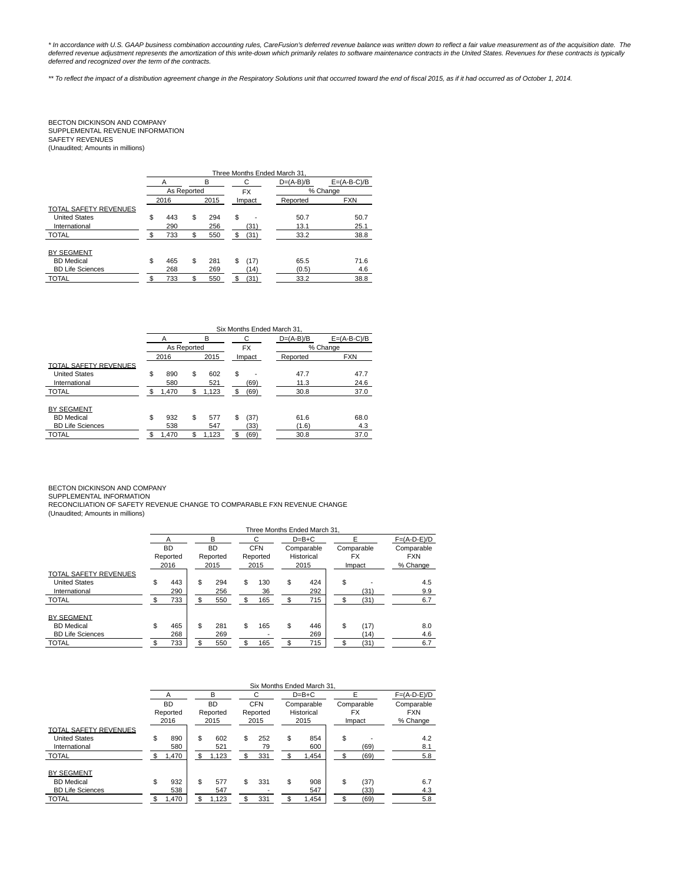*\* In accordance with U.S. GAAP business combination accounting rules, CareFusion's deferred revenue balance was written down to reflect a fair value measurement as of the acquisition date. The deferred revenue adjustment represents the amortization of this write-down which primarily relates to software maintenance contracts in the United States. Revenues for these contracts is typically deferred and recognized over the term of the contracts.*

*\*\* To reflect the impact of a distribution agreement change in the Respiratory Solutions unit that occurred toward the end of fiscal 2015, as if it had occurred as of October 1, 2014.*

BECTON DICKINSON AND COMPANY
SUPPLEMENTAL REVENUE INFORMATION
SAFETY REVENUES
(Unaudited; Amounts in millions)

| | Three Months Ended March 31, | | | | |
|---|---|---|---|---|---|
| | A | B | C | D=(A-B)/B | E=(A-B-C)/B |
| | As Reported | | FX | % Change | |
| | 2016 | 2015 | Impact | Reported | FXN |
| TOTAL SAFETY REVENUES | | | | | |
| United States | $ 443 | $ 294 | $ - | 50.7 | 50.7 |
| International | 290 | 256 | (31) | 13.1 | 25.1 |
| TOTAL | $ 733 | $ 550 | $ (31) | 33.2 | 38.8 |
| | | | | | |
| BY SEGMENT | | | | | |
| BD Medical | $ 465 | $ 281 | $ (17) | 65.5 | 71.6 |
| BD Life Sciences | 268 | 269 | (14) | (0.5) | 4.6 |
| TOTAL | $ 733 | $ 550 | $ (31) | 33.2 | 38.8 |

| | Six Months Ended March 31, | | | | |
|---|---|---|---|---|---|
| | A | B | C | D=(A-B)/B | E=(A-B-C)/B |
| | As Reported | | FX | % Change | |
| | 2016 | 2015 | Impact | Reported | FXN |
| TOTAL SAFETY REVENUES | | | | | |
| United States | $ 890 | $ 602 | $ - | 47.7 | 47.7 |
| International | 580 | 521 | (69) | 11.3 | 24.6 |
| TOTAL | $ 1,470 | $ 1,123 | $ (69) | 30.8 | 37.0 |
| | | | | | |
| BY SEGMENT | | | | | |
| BD Medical | $ 932 | $ 577 | $ (37) | 61.6 | 68.0 |
| BD Life Sciences | 538 | 547 | (33) | (1.6) | 4.3 |
| TOTAL | $ 1,470 | $ 1,123 | $ (69) | 30.8 | 37.0 |

BECTON DICKINSON AND COMPANY
SUPPLEMENTAL INFORMATION
RECONCILIATION OF SAFETY REVENUE CHANGE TO COMPARABLE FXN REVENUE CHANGE
(Unaudited; Amounts in millions)

| | Three Months Ended March 31, | | | | | |
|---|---|---|---|---|---|---|
| | A | B | C | D=B+C | E | F=(A-D-E)/D |
| | BD Reported 2016 | BD Reported 2015 | CFN Reported 2015 | Comparable Historical 2015 | Comparable FX Impact | Comparable FXN % Change |
| TOTAL SAFETY REVENUES | | | | | | |
| United States | $ 443 | $ 294 | $ 130 | $ 424 | $ - | 4.5 |
| International | 290 | 256 | 36 | 292 | (31) | 9.9 |
| TOTAL | $ 733 | $ 550 | $ 165 | $ 715 | $ (31) | 6.7 |
| | | | | | | |
| BY SEGMENT | | | | | | |
| BD Medical | $ 465 | $ 281 | $ 165 | $ 446 | $ (17) | 8.0 |
| BD Life Sciences | 268 | 269 | - | 269 | (14) | 4.6 |
| TOTAL | $ 733 | $ 550 | $ 165 | $ 715 | $ (31) | 6.7 |

| | Six Months Ended March 31, | | | | | |
|---|---|---|---|---|---|---|
| | A | B | C | D=B+C | E | F=(A-D-E)/D |
| | BD Reported 2016 | BD Reported 2015 | CFN Reported 2015 | Comparable Historical 2015 | Comparable FX Impact | Comparable FXN % Change |
| TOTAL SAFETY REVENUES | | | | | | |
| United States | $ 890 | $ 602 | $ 252 | $ 854 | $ - | 4.2 |
| International | 580 | 521 | 79 | 600 | (69) | 8.1 |
| TOTAL | $ 1,470 | $ 1,123 | $ 331 | $ 1,454 | $ (69) | 5.8 |
| | | | | | | |
| BY SEGMENT | | | | | | |
| BD Medical | $ 932 | $ 577 | $ 331 | $ 908 | $ (37) | 6.7 |
| BD Life Sciences | 538 | 547 | - | 547 | (33) | 4.3 |
| TOTAL | $ 1,470 | $ 1,123 | $ 331 | $ 1,454 | $ (69) | 5.8 |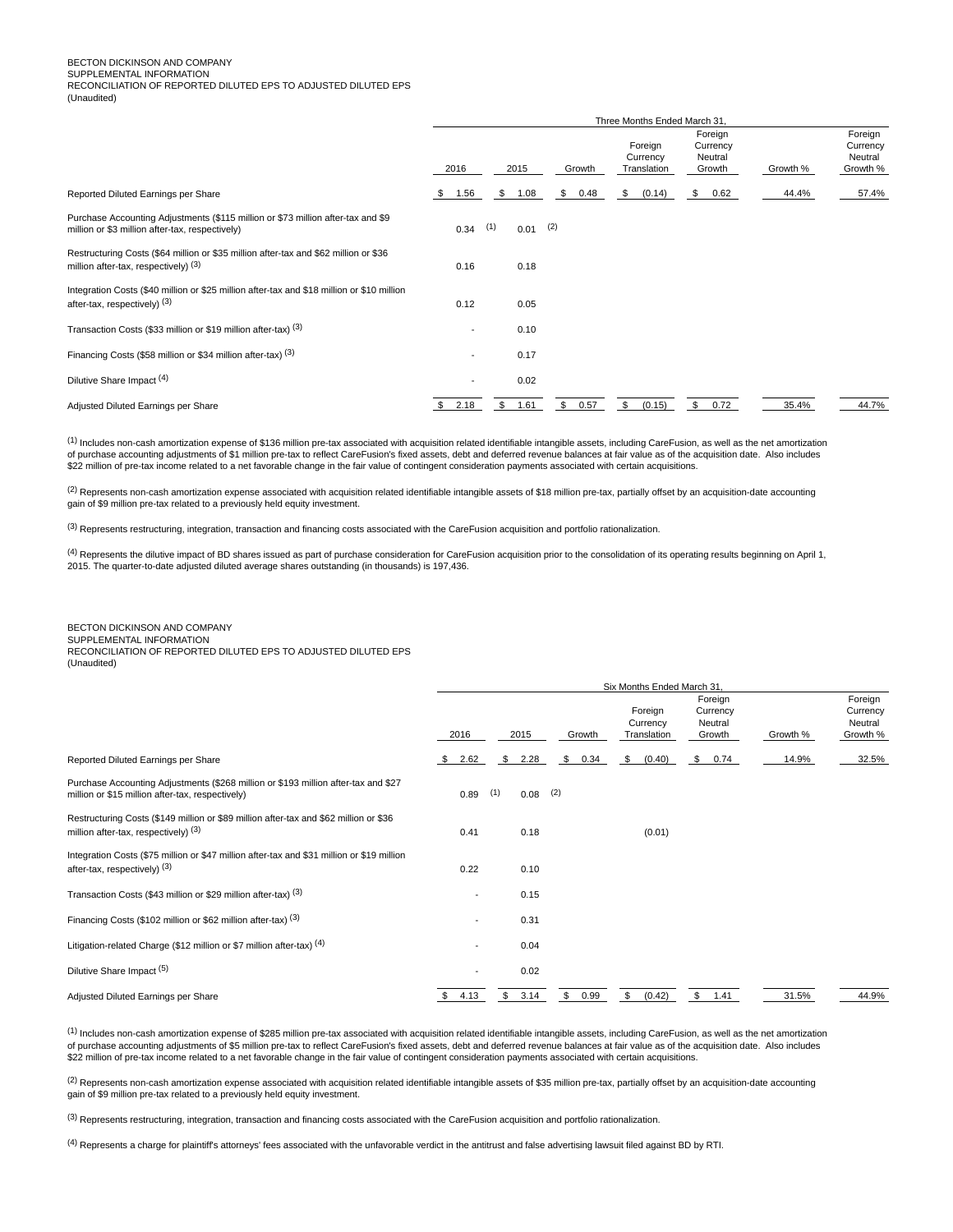BECTON DICKINSON AND COMPANY
SUPPLEMENTAL INFORMATION
RECONCILIATION OF REPORTED DILUTED EPS TO ADJUSTED DILUTED EPS
(Unaudited)

| | Three Months Ended March 31, | | | | | | |
|---|---|---|---|---|---|---|---|
| | 2016 | 2015 | Growth | Foreign Currency Translation | Foreign Currency Neutral Growth | Growth % | Foreign Currency Neutral Growth % |
| Reported Diluted Earnings per Share | $ 1.56 | $ 1.08 | $ 0.48 | $ (0.14) | $ 0.62 | 44.4% | 57.4% |
| Purchase Accounting Adjustments ($115 million or $73 million after-tax and $9 million or $3 million after-tax, respectively) | 0.34 (1) | 0.01 (2) | | | | | |
| Restructuring Costs ($64 million or $35 million after-tax and $62 million or $36 million after-tax, respectively) (3) | 0.16 | 0.18 | | | | | |
| Integration Costs ($40 million or $25 million after-tax and $18 million or $10 million after-tax, respectively) (3) | 0.12 | 0.05 | | | | | |
| Transaction Costs ($33 million or $19 million after-tax) (3) | - | 0.10 | | | | | |
| Financing Costs ($58 million or $34 million after-tax) (3) | - | 0.17 | | | | | |
| Dilutive Share Impact (4) | - | 0.02 | | | | | |
| Adjusted Diluted Earnings per Share | $ 2.18 | $ 1.61 | $ 0.57 | $ (0.15) | $ 0.72 | 35.4% | 44.7% |

(1) Includes non-cash amortization expense of $136 million pre-tax associated with acquisition related identifiable intangible assets, including CareFusion, as well as the net amortization of purchase accounting adjustments of $1 million pre-tax to reflect CareFusion's fixed assets, debt and deferred revenue balances at fair value as of the acquisition date. Also includes $22 million of pre-tax income related to a net favorable change in the fair value of contingent consideration payments associated with certain acquisitions.

(2) Represents non-cash amortization expense associated with acquisition related identifiable intangible assets of $18 million pre-tax, partially offset by an acquisition-date accounting gain of $9 million pre-tax related to a previously held equity investment.

(3) Represents restructuring, integration, transaction and financing costs associated with the CareFusion acquisition and portfolio rationalization.

(4) Represents the dilutive impact of BD shares issued as part of purchase consideration for CareFusion acquisition prior to the consolidation of its operating results beginning on April 1, 2015. The quarter-to-date adjusted diluted average shares outstanding (in thousands) is 197,436.

BECTON DICKINSON AND COMPANY
SUPPLEMENTAL INFORMATION
RECONCILIATION OF REPORTED DILUTED EPS TO ADJUSTED DILUTED EPS
(Unaudited)

| | Six Months Ended March 31, | | | | | | |
|---|---|---|---|---|---|---|---|
| | 2016 | 2015 | Growth | Foreign Currency Translation | Foreign Currency Neutral Growth | Growth % | Foreign Currency Neutral Growth % |
| Reported Diluted Earnings per Share | $ 2.62 | $ 2.28 | $ 0.34 | $ (0.40) | $ 0.74 | 14.9% | 32.5% |
| Purchase Accounting Adjustments ($268 million or $193 million after-tax and $27 million or $15 million after-tax, respectively) | 0.89 (1) | 0.08 (2) | | | | | |
| Restructuring Costs ($149 million or $89 million after-tax and $62 million or $36 million after-tax, respectively) (3) | 0.41 | 0.18 | | (0.01) | | | |
| Integration Costs ($75 million or $47 million after-tax and $31 million or $19 million after-tax, respectively) (3) | 0.22 | 0.10 | | | | | |
| Transaction Costs ($43 million or $29 million after-tax) (3) | - | 0.15 | | | | | |
| Financing Costs ($102 million or $62 million after-tax) (3) | - | 0.31 | | | | | |
| Litigation-related Charge ($12 million or $7 million after-tax) (4) | - | 0.04 | | | | | |
| Dilutive Share Impact (5) | - | 0.02 | | | | | |
| Adjusted Diluted Earnings per Share | $ 4.13 | $ 3.14 | $ 0.99 | $ (0.42) | $ 1.41 | 31.5% | 44.9% |

(1) Includes non-cash amortization expense of $285 million pre-tax associated with acquisition related identifiable intangible assets, including CareFusion, as well as the net amortization of purchase accounting adjustments of $5 million pre-tax to reflect CareFusion's fixed assets, debt and deferred revenue balances at fair value as of the acquisition date. Also includes $22 million of pre-tax income related to a net favorable change in the fair value of contingent consideration payments associated with certain acquisitions.

(2) Represents non-cash amortization expense associated with acquisition related identifiable intangible assets of $35 million pre-tax, partially offset by an acquisition-date accounting gain of $9 million pre-tax related to a previously held equity investment.

(3) Represents restructuring, integration, transaction and financing costs associated with the CareFusion acquisition and portfolio rationalization.

(4) Represents a charge for plaintiff's attorneys' fees associated with the unfavorable verdict in the antitrust and false advertising lawsuit filed against BD by RTI.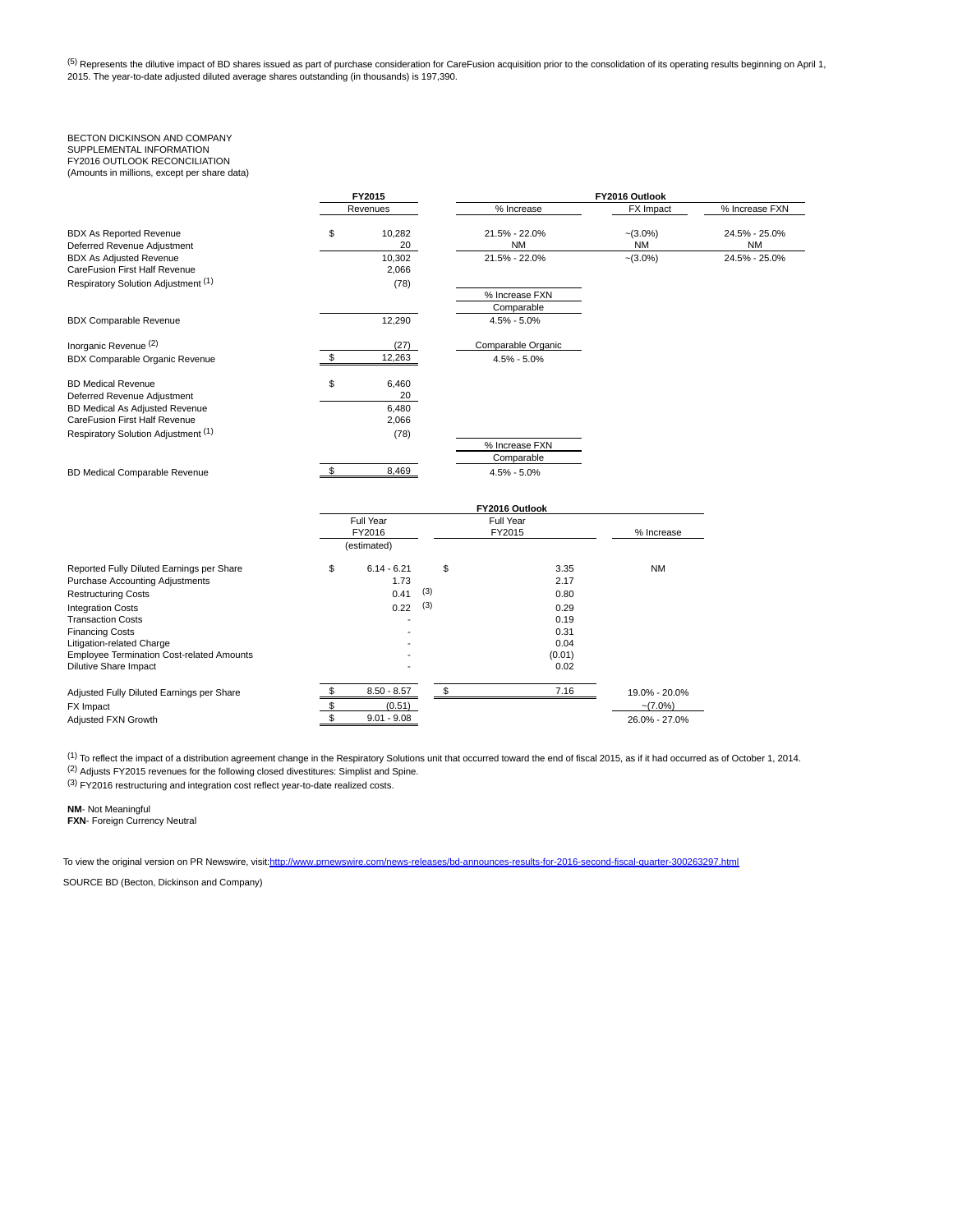(5) Represents the dilutive impact of BD shares issued as part of purchase consideration for CareFusion acquisition prior to the consolidation of its operating results beginning on April 1, 2015. The year-to-date adjusted diluted average shares outstanding (in thousands) is 197,390.

BECTON DICKINSON AND COMPANY
SUPPLEMENTAL INFORMATION
FY2016 OUTLOOK RECONCILIATION
(Amounts in millions, except per share data)

| | FY2015 | FY2016 Outlook | | |
|---|---|---|---|---|
| | Revenues | % Increase | FX Impact | % Increase FXN |
| BDX As Reported Revenue | $ 10,282 | 21.5% - 22.0% | ~(3.0%) | 24.5% - 25.0% |
| Deferred Revenue Adjustment | 20 | NM | NM | NM |
| BDX As Adjusted Revenue | 10,302 | 21.5% - 22.0% | ~(3.0%) | 24.5% - 25.0% |
| CareFusion First Half Revenue | 2,066 | | | |
| Respiratory Solution Adjustment [1] | (78) | | | |
| | | % Increase FXN Comparable | | |
| BDX Comparable Revenue | 12,290 | 4.5% - 5.0% | | |
| Inorganic Revenue [2] | (27) | Comparable Organic | | |
| BDX Comparable Organic Revenue | $ 12,263 | 4.5% - 5.0% | | |
| BD Medical Revenue | $ 6,460 | | | |
| Deferred Revenue Adjustment | 20 | | | |
| BD Medical As Adjusted Revenue | 6,480 | | | |
| CareFusion First Half Revenue | 2,066 | | | |
| Respiratory Solution Adjustment [1] | (78) | | | |
| | | % Increase FXN Comparable | | |
| BD Medical Comparable Revenue | $ 8,469 | 4.5% - 5.0% | | |

| | FY2016 Outlook | | |
|---|---|---|---|
| | Full Year FY2016 (estimated) | Full Year FY2015 | % Increase |
| Reported Fully Diluted Earnings per Share | $ 6.14 - 6.21 | $ 3.35 | NM |
| Purchase Accounting Adjustments | 1.73 | 2.17 | |
| Restructuring Costs | 0.41 [3] | 0.80 | |
| Integration Costs | 0.22 [3] | 0.29 | |
| Transaction Costs | - | 0.19 | |
| Financing Costs | - | 0.31 | |
| Litigation-related Charge | - | 0.04 | |
| Employee Termination Cost-related Amounts | - | (0.01) | |
| Dilutive Share Impact | - | 0.02 | |
| Adjusted Fully Diluted Earnings per Share | $ 8.50 - 8.57 | $ 7.16 | 19.0% - 20.0% |
| FX Impact | $ (0.51) | | ~(7.0%) |
| Adjusted FXN Growth | $ 9.01 - 9.08 | | 26.0% - 27.0% |

(1) To reflect the impact of a distribution agreement change in the Respiratory Solutions unit that occurred toward the end of fiscal 2015, as if it had occurred as of October 1, 2014.
(2) Adjusts FY2015 revenues for the following closed divestitures: Simplist and Spine.
(3) FY2016 restructuring and integration cost reflect year-to-date realized costs.

**NM**- Not Meaningful
**FXN**- Foreign Currency Neutral

To view the original version on PR Newswire, visit:http://www.prnewswire.com/news-releases/bd-announces-results-for-2016-second-fiscal-quarter-300263297.html

SOURCE BD (Becton, Dickinson and Company)